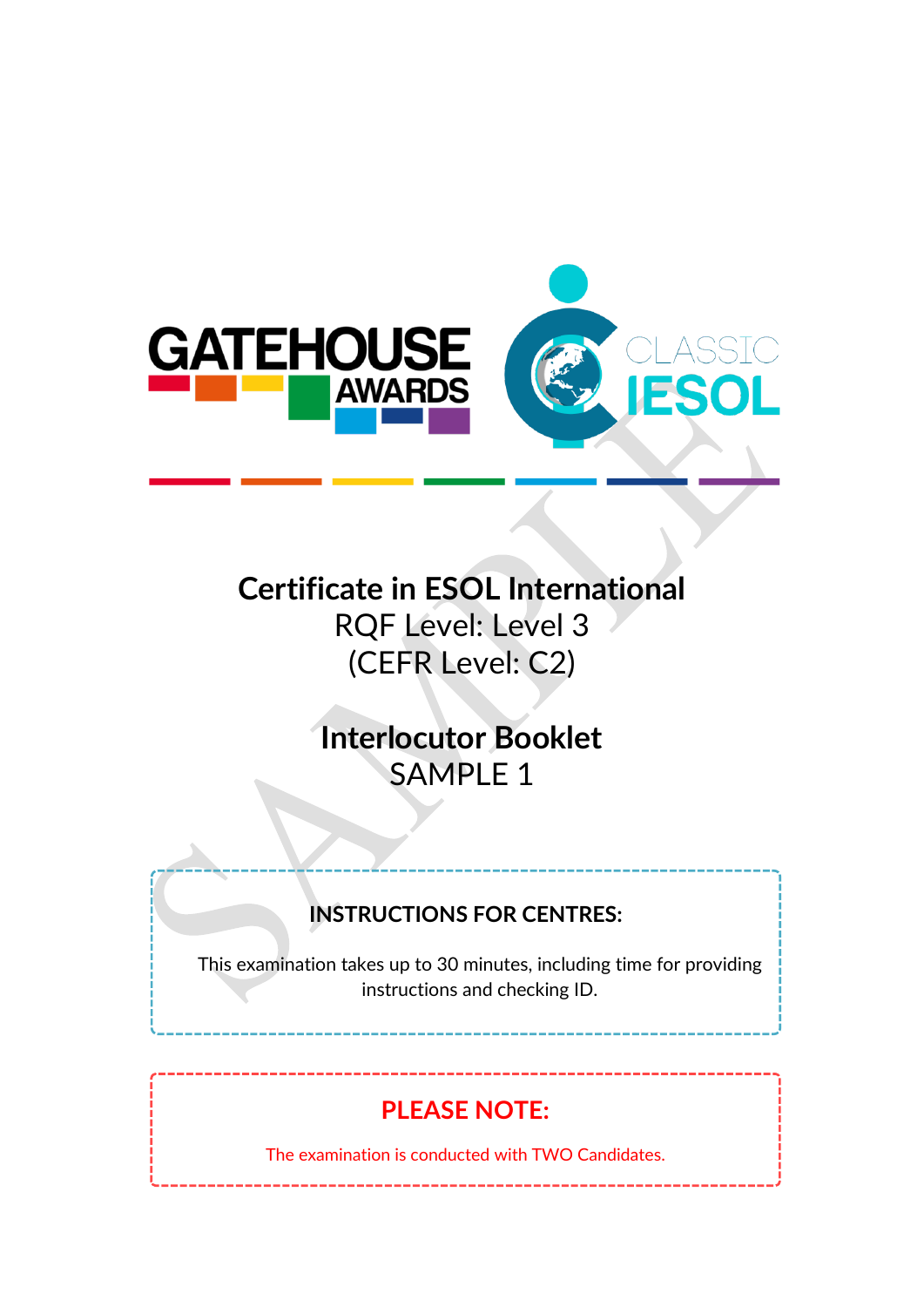# Certificate in ESOL International

RQF Level: Level 3

(CEFR Level: C2)

## Interlocutor Booklet

SAMPLE 1

**INSTRUCTIONS FOR CENTRES:**

This examination takes up to 30 minutes, including time for providing instructions and checking ID.

**PLEASE NOTE:**

The examination is conducted with TWO Candidates.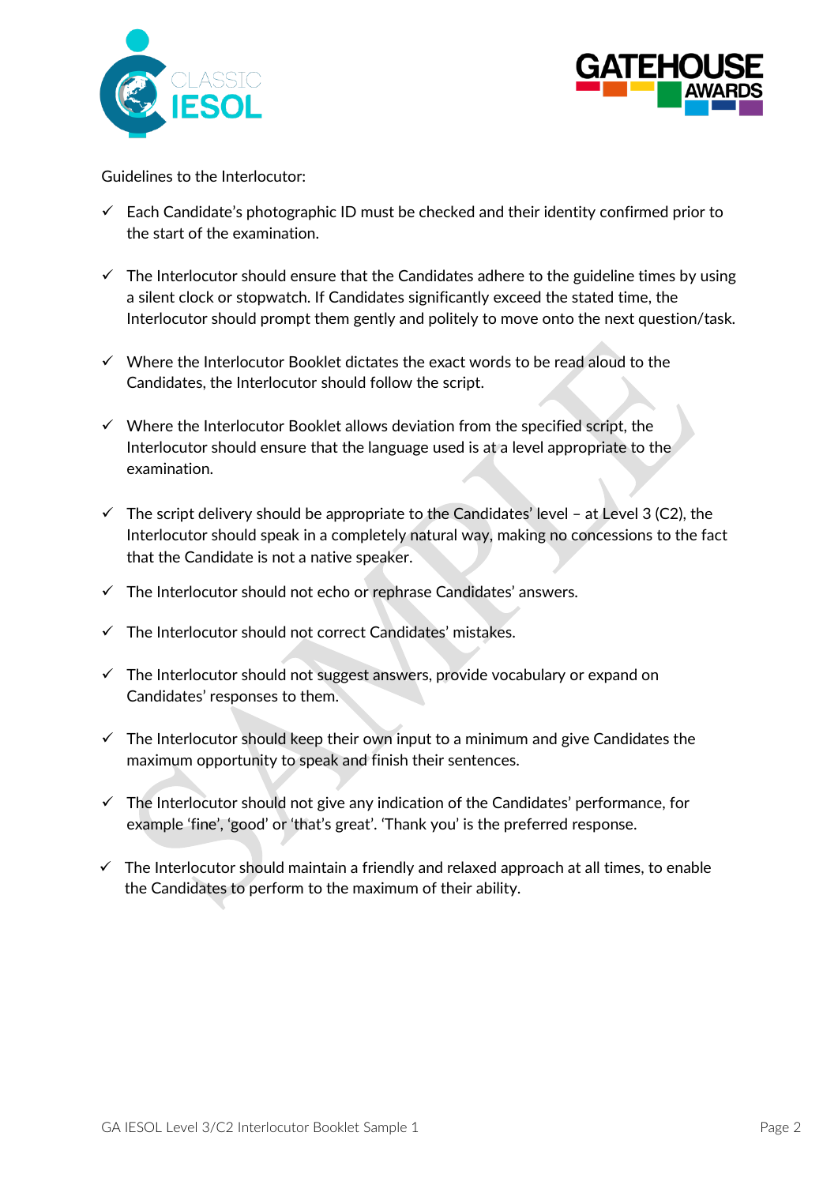Guidelines to the Interlocutor:

- ✓ Each Candidate's photographic ID must be checked and their identity confirmed prior to the start of the examination.
- ✓ The Interlocutor should ensure that the Candidates adhere to the guideline times by using a silent clock or stopwatch. If Candidates significantly exceed the stated time, the Interlocutor should prompt them gently and politely to move onto the next question/task.
- ✓ Where the Interlocutor Booklet dictates the exact words to be read aloud to the Candidates, the Interlocutor should follow the script.
- ✓ Where the Interlocutor Booklet allows deviation from the specified script, the Interlocutor should ensure that the language used is at a level appropriate to the examination.
- ✓ The script delivery should be appropriate to the Candidates' level – at Level 3 (C2), the Interlocutor should speak in a completely natural way, making no concessions to the fact that the Candidate is not a native speaker.
- ✓ The Interlocutor should not echo or rephrase Candidates' answers.
- ✓ The Interlocutor should not correct Candidates' mistakes.
- ✓ The Interlocutor should not suggest answers, provide vocabulary or expand on Candidates' responses to them.
- ✓ The Interlocutor should keep their own input to a minimum and give Candidates the maximum opportunity to speak and finish their sentences.
- ✓ The Interlocutor should not give any indication of the Candidates' performance, for example 'fine', 'good' or 'that's great'. 'Thank you' is the preferred response.
- ✓ The Interlocutor should maintain a friendly and relaxed approach at all times, to enable the Candidates to perform to the maximum of their ability.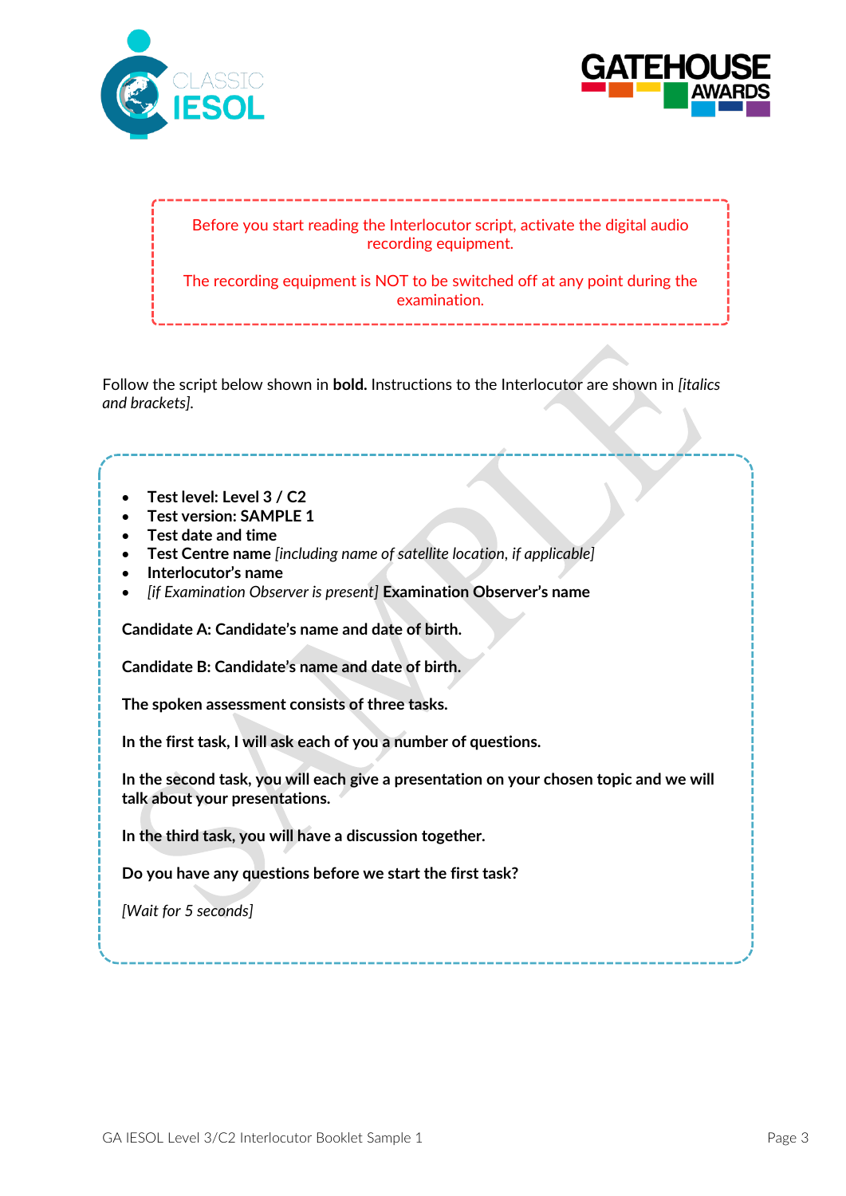Before you start reading the Interlocutor script, activate the digital audio recording equipment.

The recording equipment is NOT to be switched off at any point during the examination.

Follow the script below shown in **bold.** Instructions to the Interlocutor are shown in *[italics and brackets]*.

- **Test level: Level 3 / C2**
- **Test version: SAMPLE 1**
- **Test date and time**
- **Test Centre name** *[including name of satellite location, if applicable]*
- **Interlocutor's name**
- *[if Examination Observer is present]* **Examination Observer's name**

**Candidate A: Candidate's name and date of birth.**

**Candidate B: Candidate's name and date of birth.**

**The spoken assessment consists of three tasks.**

**In the first task, I will ask each of you a number of questions.**

**In the second task, you will each give a presentation on your chosen topic and we will talk about your presentations.**

**In the third task, you will have a discussion together.**

**Do you have any questions before we start the first task?**

*[Wait for 5 seconds]*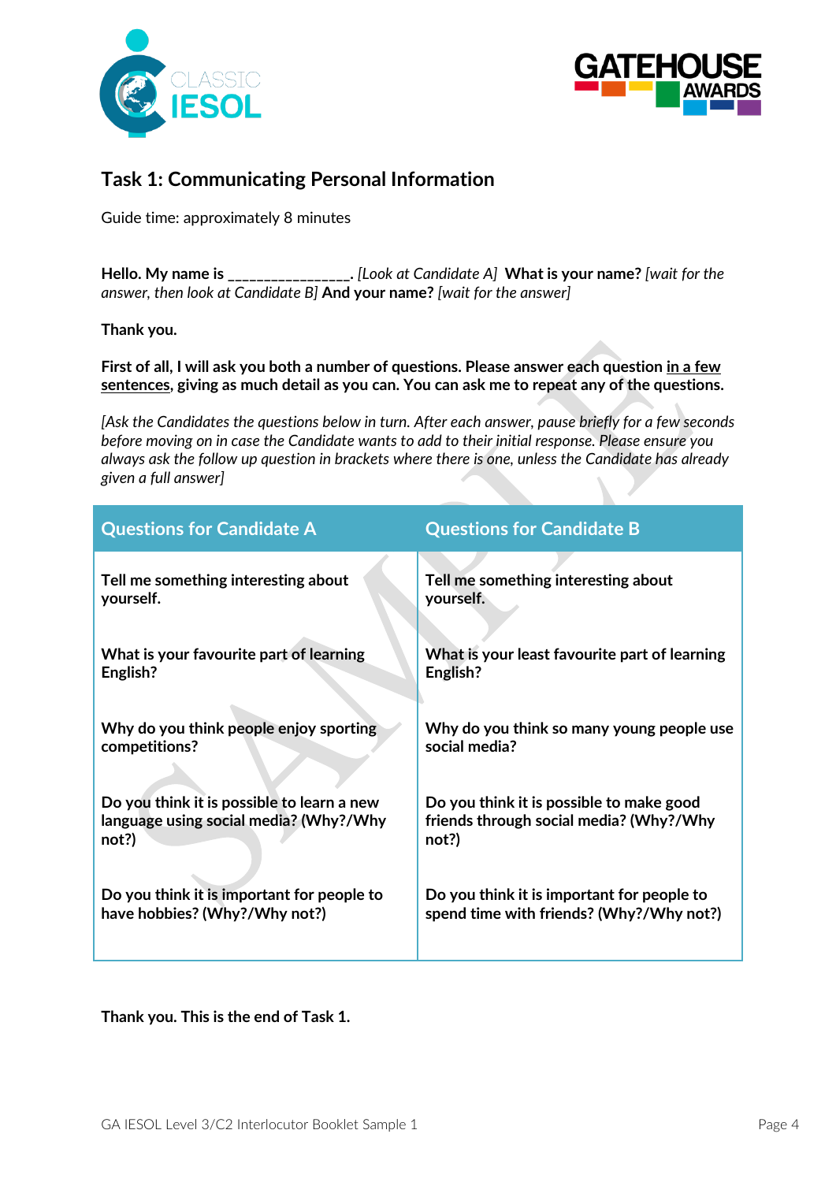## Task 1: Communicating Personal Information

Guide time: approximately 8 minutes

**Hello. My name is _______________.** *[Look at Candidate A]* **What is your name?** *[wait for the answer, then look at Candidate B]* **And your name?** *[wait for the answer]*

**Thank you.**

**First of all, I will ask you both a number of questions. Please answer each question <u>in a few sentences</u>, giving as much detail as you can. You can ask me to repeat any of the questions.**

*[Ask the Candidates the questions below in turn. After each answer, pause briefly for a few seconds before moving on in case the Candidate wants to add to their initial response. Please ensure you always ask the follow up question in brackets where there is one, unless the Candidate has already given a full answer]*

| Questions for Candidate A | Questions for Candidate B |
| --- | --- |
| **Tell me something interesting about yourself.** | **Tell me something interesting about yourself.** |
| **What is your favourite part of learning English?** | **What is your least favourite part of learning English?** |
| **Why do you think people enjoy sporting competitions?** | **Why do you think so many young people use social media?** |
| **Do you think it is possible to learn a new language using social media? (Why?/Why not?)** | **Do you think it is possible to make good friends through social media? (Why?/Why not?)** |
| **Do you think it is important for people to have hobbies? (Why?/Why not?)** | **Do you think it is important for people to spend time with friends? (Why?/Why not?)** |

**Thank you. This is the end of Task 1.**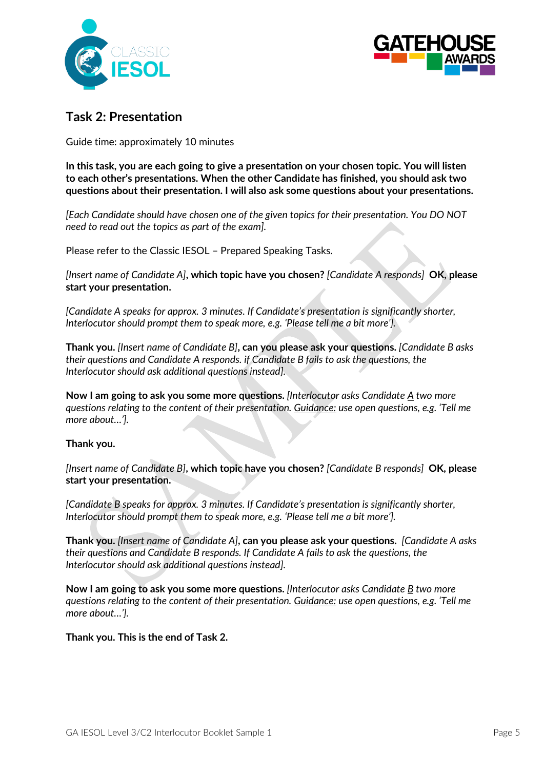## Task 2: Presentation

Guide time: approximately 10 minutes

**In this task, you are each going to give a presentation on your chosen topic. You will listen to each other's presentations. When the other Candidate has finished, you should ask two questions about their presentation. I will also ask some questions about your presentations.**

*[Each Candidate should have chosen one of the given topics for their presentation. You DO NOT need to read out the topics as part of the exam].*

Please refer to the Classic IESOL – Prepared Speaking Tasks.

*[Insert name of Candidate A]*, **which topic have you chosen?** *[Candidate A responds]* **OK, please start your presentation.**

*[Candidate A speaks for approx. 3 minutes. If Candidate's presentation is significantly shorter, Interlocutor should prompt them to speak more, e.g. 'Please tell me a bit more'].*

**Thank you.** *[Insert name of Candidate B]*, **can you please ask your questions.** *[Candidate B asks their questions and Candidate A responds. if Candidate B fails to ask the questions, the Interlocutor should ask additional questions instead].*

**Now I am going to ask you some more questions.** *[Interlocutor asks Candidate A two more questions relating to the content of their presentation. Guidance: use open questions, e.g. 'Tell me more about…'].*

**Thank you.**

*[Insert name of Candidate B]*, **which topic have you chosen?** *[Candidate B responds]* **OK, please start your presentation.**

*[Candidate B speaks for approx. 3 minutes. If Candidate's presentation is significantly shorter, Interlocutor should prompt them to speak more, e.g. 'Please tell me a bit more'].*

**Thank you.** *[Insert name of Candidate A]*, **can you please ask your questions.** *[Candidate A asks their questions and Candidate B responds. If Candidate A fails to ask the questions, the Interlocutor should ask additional questions instead].*

**Now I am going to ask you some more questions.** *[Interlocutor asks Candidate B two more questions relating to the content of their presentation. Guidance: use open questions, e.g. 'Tell me more about…'].*

**Thank you. This is the end of Task 2.**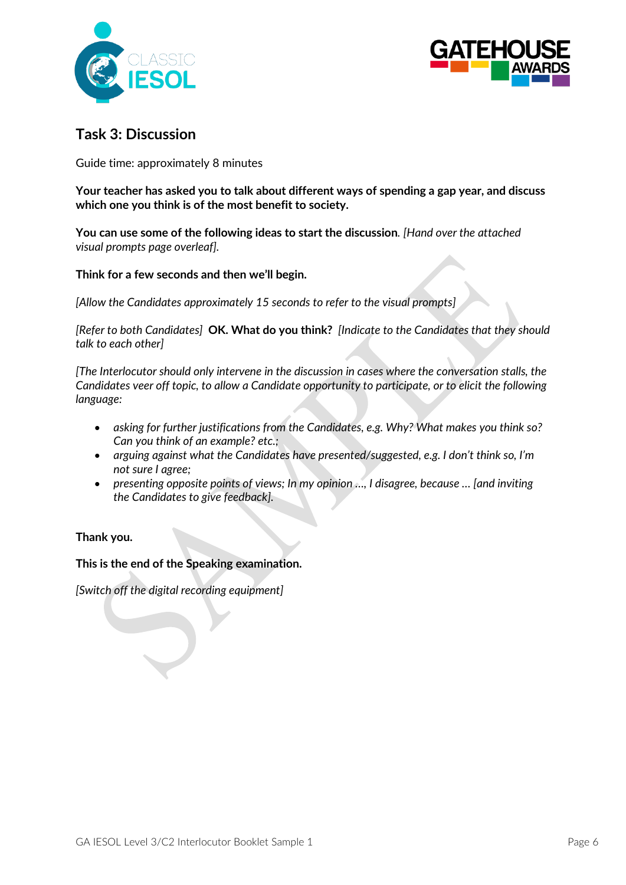## Task 3: Discussion

Guide time: approximately 8 minutes

**Your teacher has asked you to talk about different ways of spending a gap year, and discuss which one you think is of the most benefit to society.**

**You can use some of the following ideas to start the discussion**. *[Hand over the attached visual prompts page overleaf].*

**Think for a few seconds and then we'll begin.**

*[Allow the Candidates approximately 15 seconds to refer to the visual prompts]*

*[Refer to both Candidates]* **OK. What do you think?** *[Indicate to the Candidates that they should talk to each other]*

*[The Interlocutor should only intervene in the discussion in cases where the conversation stalls, the Candidates veer off topic, to allow a Candidate opportunity to participate, or to elicit the following language:*

- *asking for further justifications from the Candidates, e.g. Why? What makes you think so? Can you think of an example? etc.;*
- *arguing against what the Candidates have presented/suggested, e.g. I don't think so, I'm not sure I agree;*
- *presenting opposite points of views; In my opinion ..., I disagree, because ... [and inviting the Candidates to give feedback].*

**Thank you.**

**This is the end of the Speaking examination.**

*[Switch off the digital recording equipment]*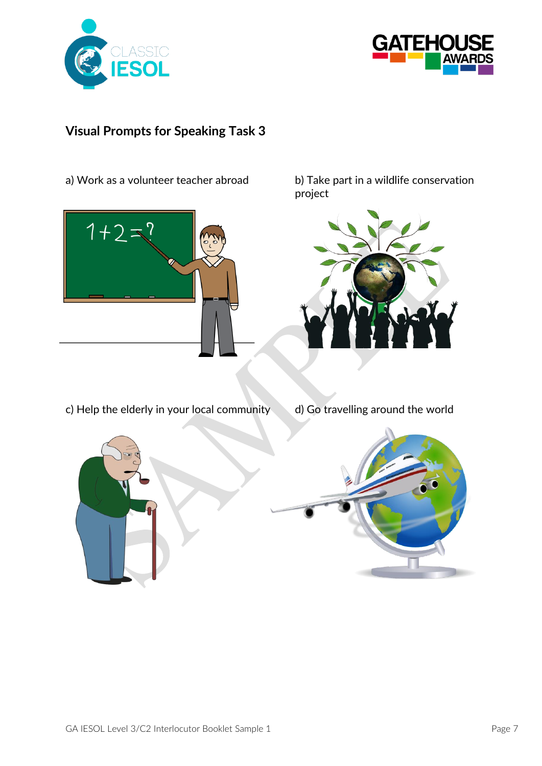## Visual Prompts for Speaking Task 3

a) Work as a volunteer teacher abroad

b) Take part in a wildlife conservation project

c) Help the elderly in your local community

d) Go travelling around the world